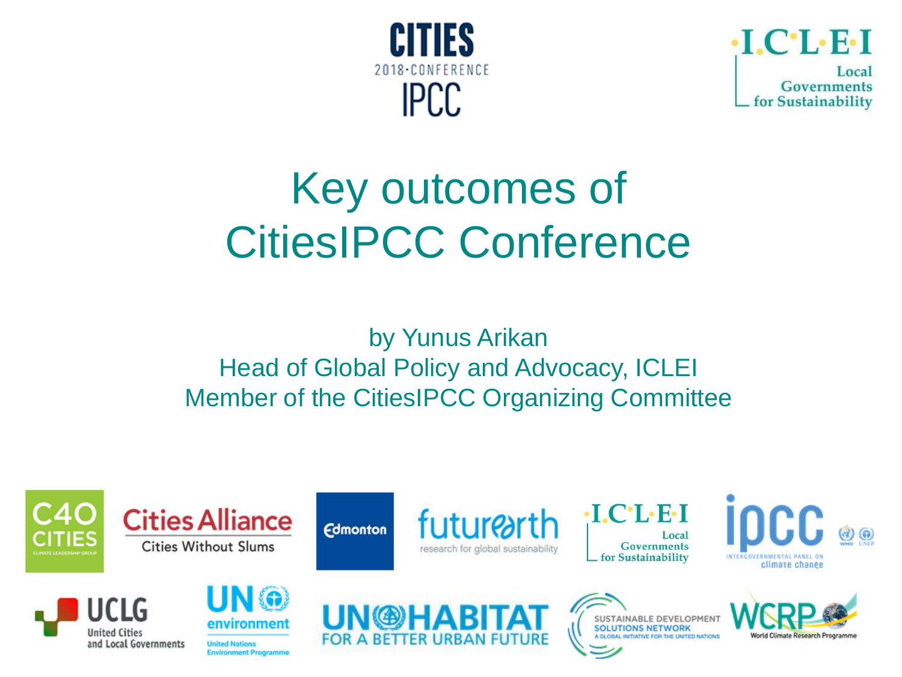# Key outcomes of CitiesIPCC Conference

by Yunus Arikan
Head of Global Policy and Advocacy, ICLEI
Member of the CitiesIPCC Organizing Committee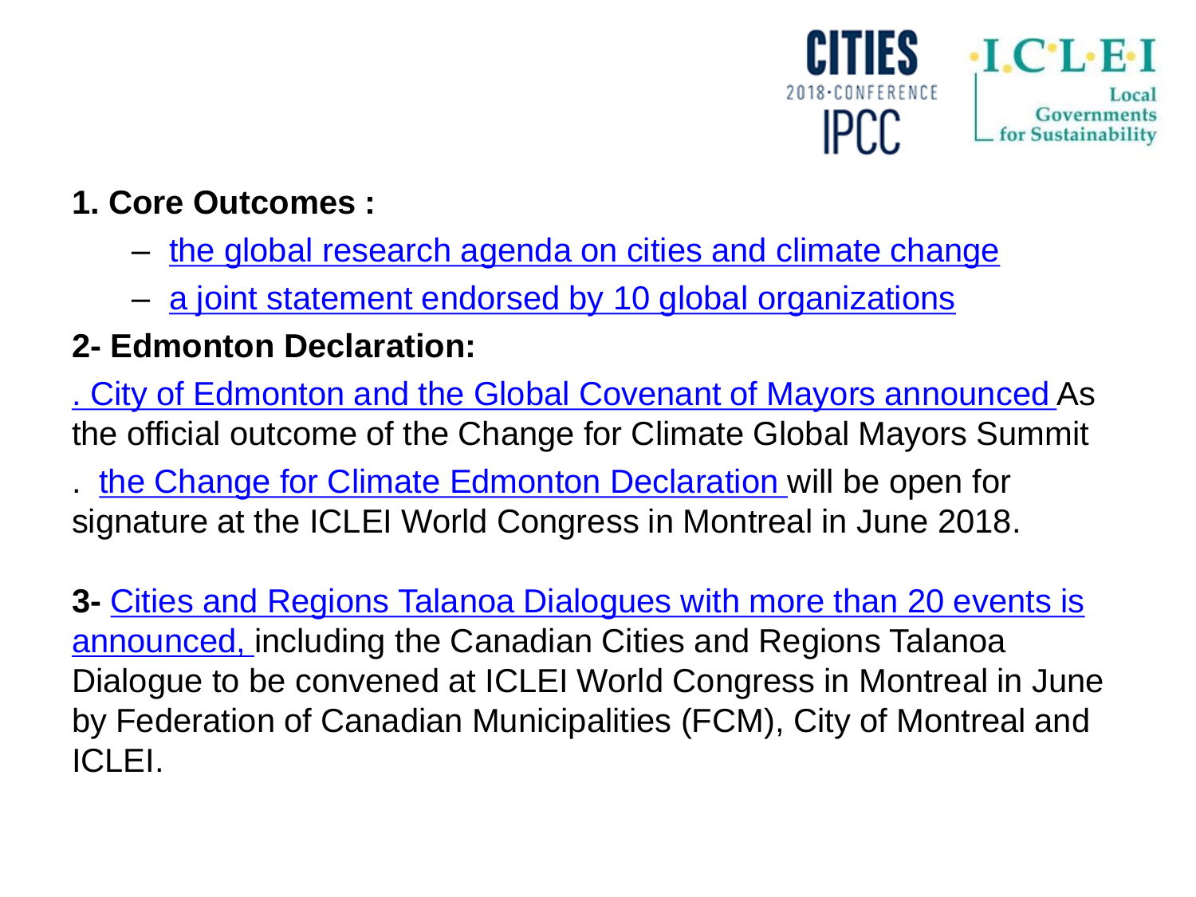**1. Core Outcomes :**

– the global research agenda on cities and climate change

– a joint statement endorsed by 10 global organizations

**2- Edmonton Declaration:**

. City of Edmonton and the Global Covenant of Mayors announced As the official outcome of the Change for Climate Global Mayors Summit

. the Change for Climate Edmonton Declaration will be open for signature at the ICLEI World Congress in Montreal in June 2018.

**3-** Cities and Regions Talanoa Dialogues with more than 20 events is announced, including the Canadian Cities and Regions Talanoa Dialogue to be convened at ICLEI World Congress in Montreal in June by Federation of Canadian Municipalities (FCM), City of Montreal and ICLEI.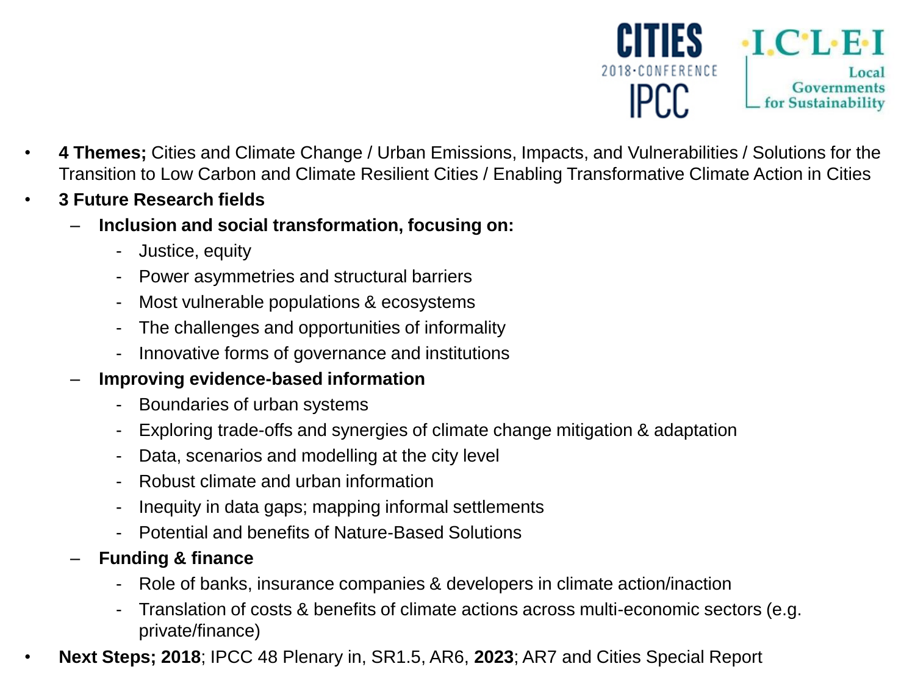- **4 Themes;** Cities and Climate Change / Urban Emissions, Impacts, and Vulnerabilities / Solutions for the Transition to Low Carbon and Climate Resilient Cities / Enabling Transformative Climate Action in Cities
- **3 Future Research fields**
  - **Inclusion and social transformation, focusing on:**
    - Justice, equity
    - Power asymmetries and structural barriers
    - Most vulnerable populations & ecosystems
    - The challenges and opportunities of informality
    - Innovative forms of governance and institutions
  - **Improving evidence-based information**
    - Boundaries of urban systems
    - Exploring trade-offs and synergies of climate change mitigation & adaptation
    - Data, scenarios and modelling at the city level
    - Robust climate and urban information
    - Inequity in data gaps; mapping informal settlements
    - Potential and benefits of Nature-Based Solutions
  - **Funding & finance**
    - Role of banks, insurance companies & developers in climate action/inaction
    - Translation of costs & benefits of climate actions across multi-economic sectors (e.g. private/finance)
- **Next Steps; 2018**; IPCC 48 Plenary in, SR1.5, AR6, **2023**; AR7 and Cities Special Report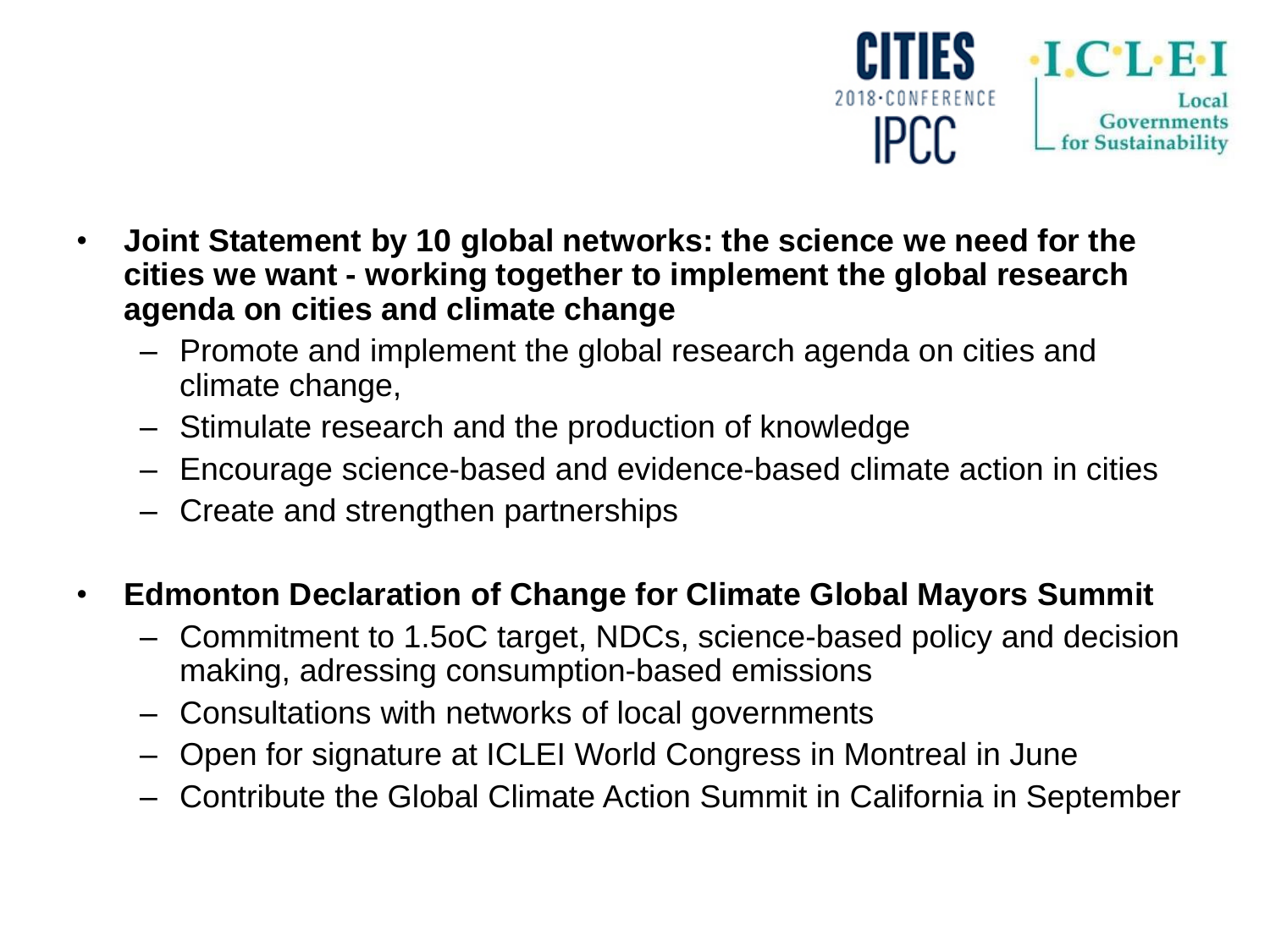- **Joint Statement by 10 global networks: the science we need for the cities we want - working together to implement the global research agenda on cities and climate change**
  - Promote and implement the global research agenda on cities and climate change,
  - Stimulate research and the production of knowledge
  - Encourage science-based and evidence-based climate action in cities
  - Create and strengthen partnerships

- **Edmonton Declaration of Change for Climate Global Mayors Summit**
  - Commitment to 1.5oC target, NDCs, science-based policy and decision making, adressing consumption-based emissions
  - Consultations with networks of local governments
  - Open for signature at ICLEI World Congress in Montreal in June
  - Contribute the Global Climate Action Summit in California in September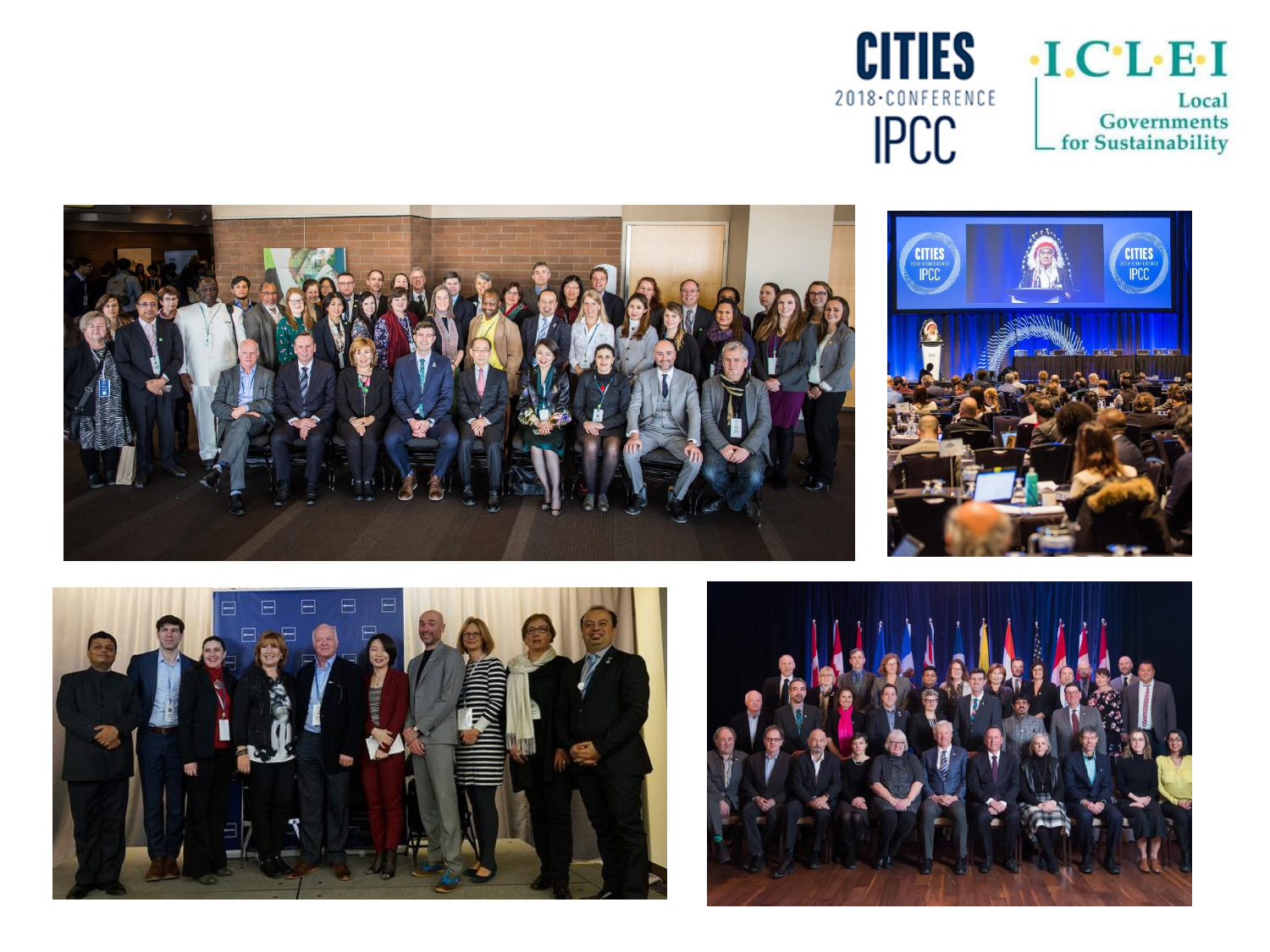CITIES 2018·CONFERENCE IPCC

ICLEI Local Governments for Sustainability